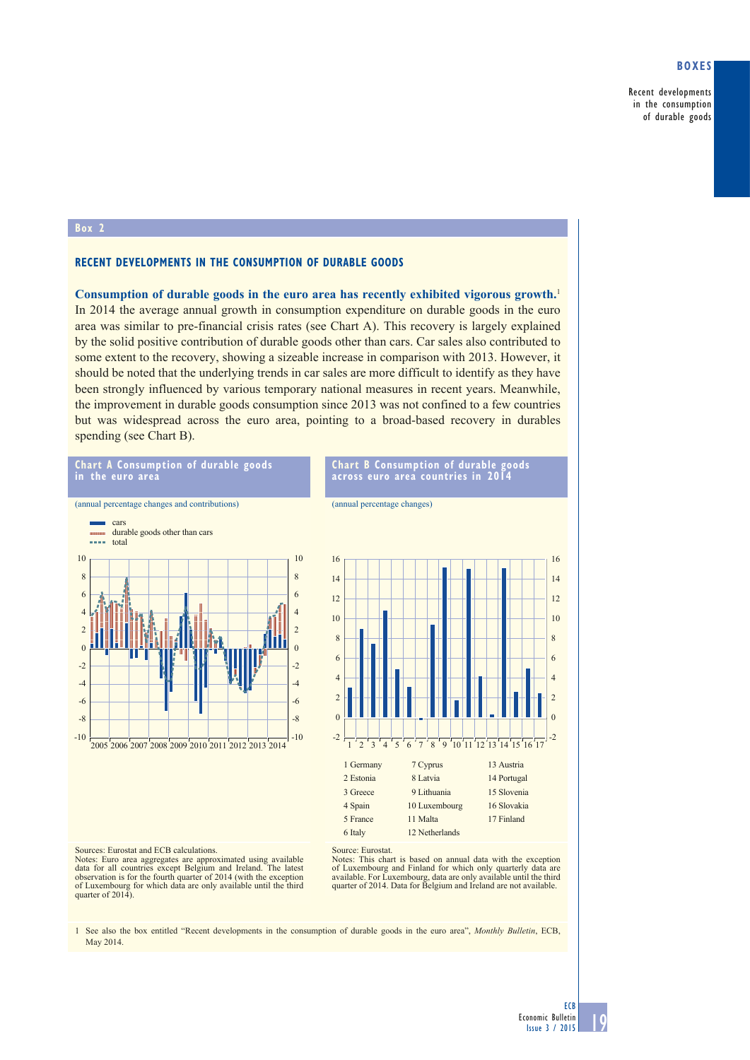## Box 2

### RECENT DEVELOPMENTS IN THE CONSUMPTION OF DURABLE GOODS

**Consumption of durable goods in the euro area has recently exhibited vigorous growth.**[1] In 2014 the average annual growth in consumption expenditure on durable goods in the euro area was similar to pre-financial crisis rates (see Chart A). This recovery is largely explained by the solid positive contribution of durable goods other than cars. Car sales also contributed to some extent to the recovery, showing a sizeable increase in comparison with 2013. However, it should be noted that the underlying trends in car sales are more difficult to identify as they have been strongly influenced by various temporary national measures in recent years. Meanwhile, the improvement in durable goods consumption since 2013 was not confined to a few countries but was widespread across the euro area, pointing to a broad-based recovery in durables spending (see Chart B).

**Chart A Consumption of durable goods in the euro area**

(annual percentage changes and contributions)

- cars
- durable goods other than cars
- total

Sources: Eurostat and ECB calculations.
Notes: Euro area aggregates are approximated using available data for all countries except Belgium and Ireland. The latest observation is for the fourth quarter of 2014 (with the exception of Luxembourg for which data are only available until the third quarter of 2014).

**Chart B Consumption of durable goods across euro area countries in 2014**

(annual percentage changes)

1 Germany
2 Estonia
3 Greece
4 Spain
5 France
6 Italy
7 Cyprus
8 Latvia
9 Lithuania
10 Luxembourg
11 Malta
12 Netherlands
13 Austria
14 Portugal
15 Slovenia
16 Slovakia
17 Finland

Source: Eurostat.
Notes: This chart is based on annual data with the exception of Luxembourg and Finland for which only quarterly data are available. For Luxembourg, data are only available until the third quarter of 2014. Data for Belgium and Ireland are not available.

1 See also the box entitled "Recent developments in the consumption of durable goods in the euro area", *Monthly Bulletin*, ECB, May 2014.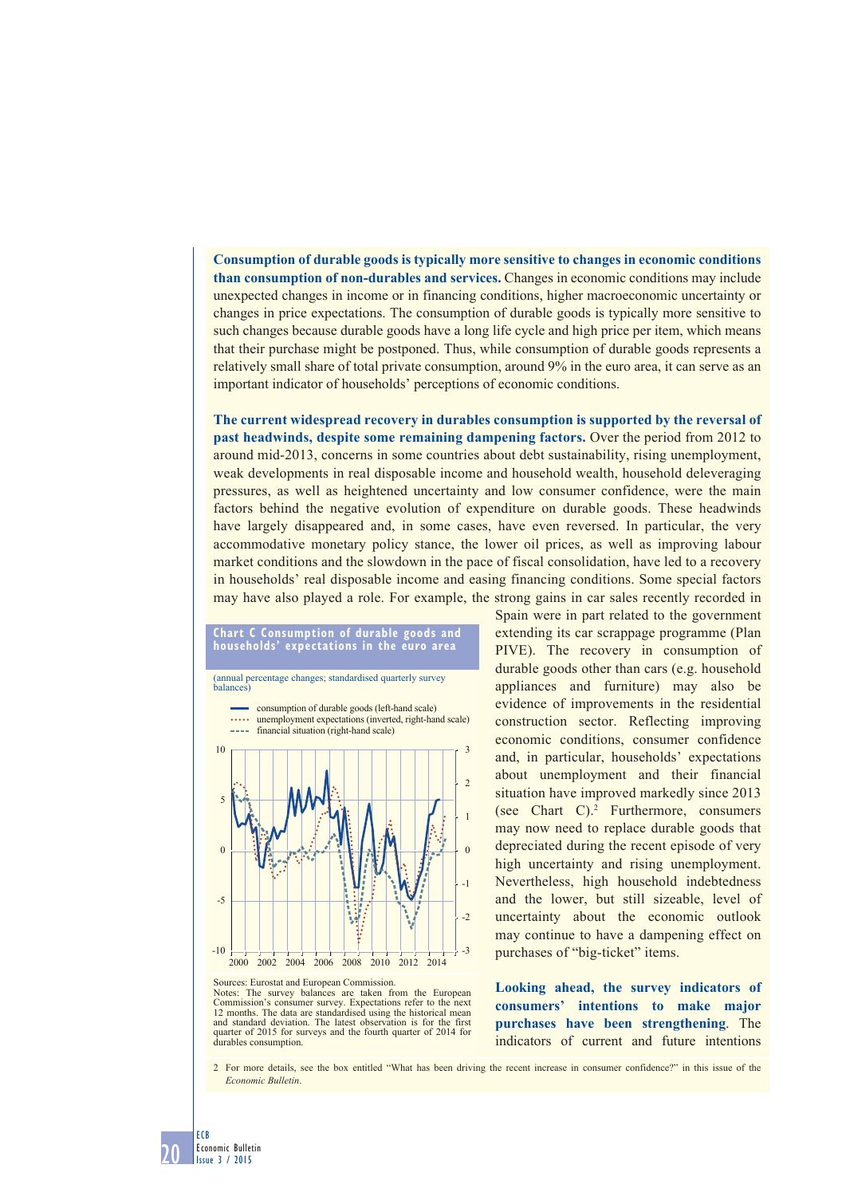**Consumption of durable goods is typically more sensitive to changes in economic conditions than consumption of non-durables and services.** Changes in economic conditions may include unexpected changes in income or in financing conditions, higher macroeconomic uncertainty or changes in price expectations. The consumption of durable goods is typically more sensitive to such changes because durable goods have a long life cycle and high price per item, which means that their purchase might be postponed. Thus, while consumption of durable goods represents a relatively small share of total private consumption, around 9% in the euro area, it can serve as an important indicator of households' perceptions of economic conditions.

**The current widespread recovery in durables consumption is supported by the reversal of past headwinds, despite some remaining dampening factors.** Over the period from 2012 to around mid-2013, concerns in some countries about debt sustainability, rising unemployment, weak developments in real disposable income and household wealth, household deleveraging pressures, as well as heightened uncertainty and low consumer confidence, were the main factors behind the negative evolution of expenditure on durable goods. These headwinds have largely disappeared and, in some cases, have even reversed. In particular, the very accommodative monetary policy stance, the lower oil prices, as well as improving labour market conditions and the slowdown in the pace of fiscal consolidation, have led to a recovery in households' real disposable income and easing financing conditions. Some special factors may have also played a role. For example, the strong gains in car sales recently recorded in Spain were in part related to the government extending its car scrappage programme (Plan PIVE). The recovery in consumption of durable goods other than cars (e.g. household appliances and furniture) may also be evidence of improvements in the residential construction sector. Reflecting improving economic conditions, consumer confidence and, in particular, households' expectations about unemployment and their financial situation have improved markedly since 2013 (see Chart C).[2] Furthermore, consumers may now need to replace durable goods that depreciated during the recent episode of very high uncertainty and rising unemployment. Nevertheless, high household indebtedness and the lower, but still sizeable, level of uncertainty about the economic outlook may continue to have a dampening effect on purchases of "big-ticket" items.

**Chart C Consumption of durable goods and households' expectations in the euro area**

(annual percentage changes; standardised quarterly survey balances)

- consumption of durable goods (left-hand scale)
- unemployment expectations (inverted, right-hand scale)
- financial situation (right-hand scale)

Sources: Eurostat and European Commission.
Notes: The survey balances are taken from the European Commission's consumer survey. Expectations refer to the next 12 months. The data are standardised using the historical mean and standard deviation. The latest observation is for the first quarter of 2015 for surveys and the fourth quarter of 2014 for durables consumption.

**Looking ahead, the survey indicators of consumers' intentions to make major purchases have been strengthening**. The indicators of current and future intentions

2 For more details, see the box entitled "What has been driving the recent increase in consumer confidence?" in this issue of the *Economic Bulletin*.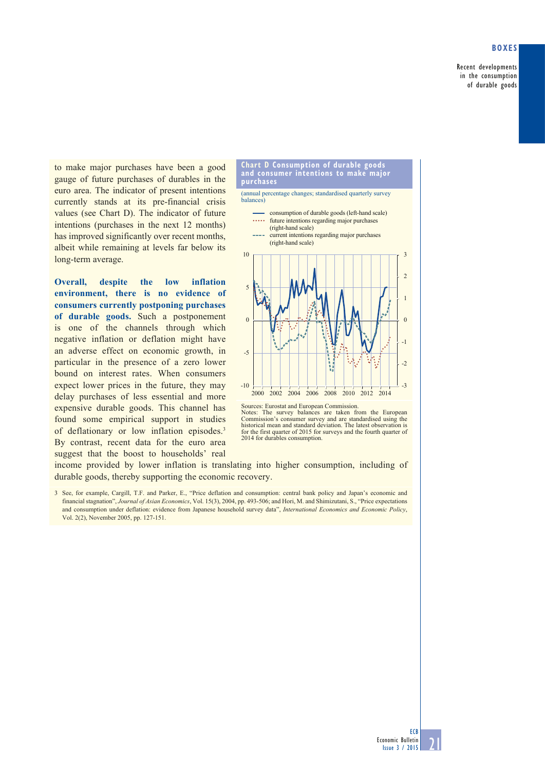to make major purchases have been a good gauge of future purchases of durables in the euro area. The indicator of present intentions currently stands at its pre-financial crisis values (see Chart D). The indicator of future intentions (purchases in the next 12 months) has improved significantly over recent months, albeit while remaining at levels far below its long-term average.

**Chart D Consumption of durable goods and consumer intentions to make major purchases**

(annual percentage changes; standardised quarterly survey balances)

consumption of durable goods (left-hand scale)
future intentions regarding major purchases (right-hand scale)
current intentions regarding major purchases (right-hand scale)

10
5
0
-5
-10

3
2
1
0
-1
-2
-3

2000 2002 2004 2006 2008 2010 2012 2014

Sources: Eurostat and European Commission.
Notes: The survey balances are taken from the European Commission's consumer survey and are standardised using the historical mean and standard deviation. The latest observation is for the first quarter of 2015 for surveys and the fourth quarter of 2014 for durables consumption.

**Overall, despite the low inflation environment, there is no evidence of consumers currently postponing purchases of durable goods.** Such a postponement is one of the channels through which negative inflation or deflation might have an adverse effect on economic growth, in particular in the presence of a zero lower bound on interest rates. When consumers expect lower prices in the future, they may delay purchases of less essential and more expensive durable goods. This channel has found some empirical support in studies of deflationary or low inflation episodes.[3] By contrast, recent data for the euro area suggest that the boost to households' real income provided by lower inflation is translating into higher consumption, including of durable goods, thereby supporting the economic recovery.

3 See, for example, Cargill, T.F. and Parker, E., "Price deflation and consumption: central bank policy and Japan's economic and financial stagnation", *Journal of Asian Economics*, Vol. 15(3), 2004, pp. 493-506; and Hori, M. and Shimizutani, S., "Price expectations and consumption under deflation: evidence from Japanese household survey data", *International Economics and Economic Policy*, Vol. 2(2), November 2005, pp. 127-151.